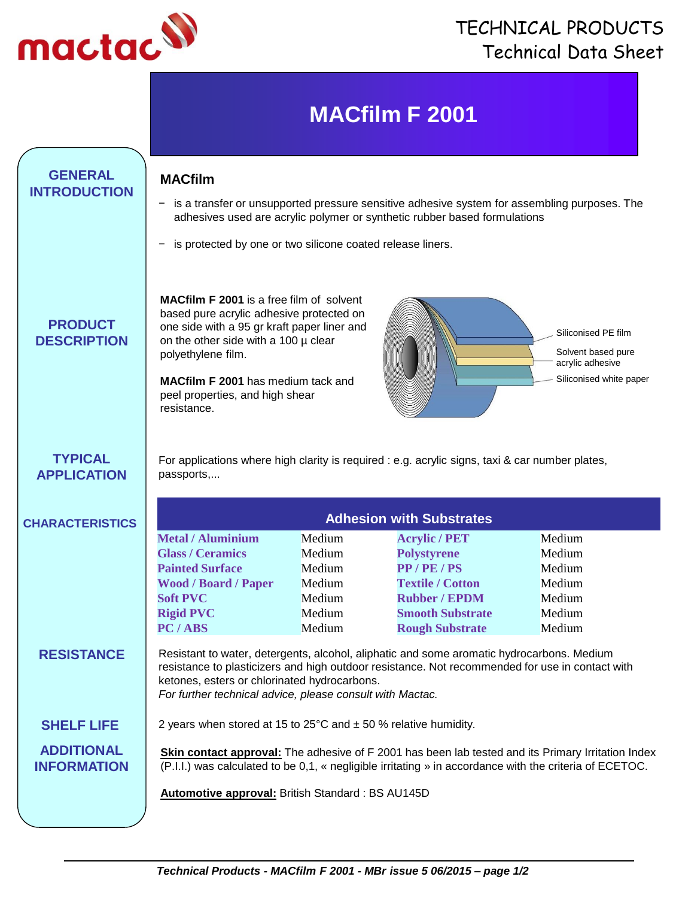TECHNICAL PRODUCTS
Technical Data Sheet

# MACfilm F 2001

## GENERAL INTRODUCTION

**MACfilm**

- is a transfer or unsupported pressure sensitive adhesive system for assembling purposes. The adhesives used are acrylic polymer or synthetic rubber based formulations
- is protected by one or two silicone coated release liners.

## PRODUCT DESCRIPTION

**MACfilm F 2001** is a free film of solvent based pure acrylic adhesive protected on one side with a 95 gr kraft paper liner and on the other side with a 100 µ clear polyethylene film.

**MACfilm F 2001** has medium tack and peel properties, and high shear resistance.

Siliconised PE film
Solvent based pure acrylic adhesive
Siliconised white paper

## TYPICAL APPLICATION

For applications where high clarity is required : e.g. acrylic signs, taxi & car number plates, passports,...

## CHARACTERISTICS

**Adhesion with Substrates**

| Substrate | Adhesion | Substrate | Adhesion |
|---|---|---|---|
| Metal / Aluminium | Medium | Acrylic / PET | Medium |
| Glass / Ceramics | Medium | Polystyrene | Medium |
| Painted Surface | Medium | PP / PE / PS | Medium |
| Wood / Board / Paper | Medium | Textile / Cotton | Medium |
| Soft PVC | Medium | Rubber / EPDM | Medium |
| Rigid PVC | Medium | Smooth Substrate | Medium |
| PC / ABS | Medium | Rough Substrate | Medium |

## RESISTANCE

Resistant to water, detergents, alcohol, aliphatic and some aromatic hydrocarbons. Medium resistance to plasticizers and high outdoor resistance. Not recommended for use in contact with ketones, esters or chlorinated hydrocarbons.
*For further technical advice, please consult with Mactac.*

## SHELF LIFE

2 years when stored at 15 to 25°C and ± 50 % relative humidity.

## ADDITIONAL INFORMATION

**Skin contact approval:** The adhesive of F 2001 has been lab tested and its Primary Irritation Index (P.I.I.) was calculated to be 0,1, « negligible irritating » in accordance with the criteria of ECETOC.

**Automotive approval:** British Standard : BS AU145D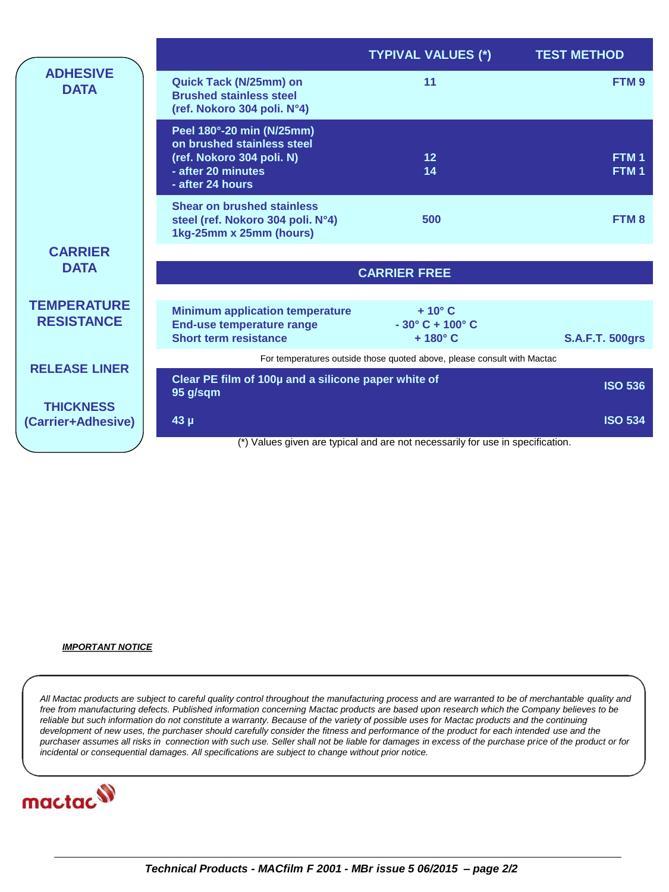| | | TYPIVAL VALUES (*) | TEST METHOD |
|---|---|---|---|
| **ADHESIVE DATA** | Quick Tack (N/25mm) on Brushed stainless steel (ref. Nokoro 304 poli. N°4) | 11 | FTM 9 |
| | Peel 180°-20 min (N/25mm) on brushed stainless steel (ref. Nokoro 304 poli. N) - after 20 minutes - after 24 hours | 12<br>14 | FTM 1<br>FTM 1 |
| | Shear on brushed stainless steel (ref. Nokoro 304 poli. N°4) 1kg-25mm x 25mm (hours) | 500 | FTM 8 |
| **CARRIER DATA** | CARRIER FREE | | |
| **TEMPERATURE RESISTANCE** | Minimum application temperature<br>End-use temperature range<br>Short term resistance | + 10° C<br>- 30° C + 100° C<br>+ 180° C | S.A.F.T. 500grs |
| | For temperatures outside those quoted above, please consult with Mactac | | |
| **RELEASE LINER** | Clear PE film of 100µ and a silicone paper white of 95 g/sqm | | ISO 536 |
| **THICKNESS (Carrier+Adhesive)** | 43 µ | | ISO 534 |

(*) Values given are typical and are not necessarily for use in specification.

***IMPORTANT NOTICE***

*All Mactac products are subject to careful quality control throughout the manufacturing process and are warranted to be of merchantable quality and free from manufacturing defects. Published information concerning Mactac products are based upon research which the Company believes to be reliable but such information do not constitute a warranty. Because of the variety of possible uses for Mactac products and the continuing development of new uses, the purchaser should carefully consider the fitness and performance of the product for each intended use and the purchaser assumes all risks in connection with such use. Seller shall not be liable for damages in excess of the purchase price of the product or for incidental or consequential damages. All specifications are subject to change without prior notice.*

mactac

***Technical Products - MACfilm F 2001 - MBr issue 5 06/2015***